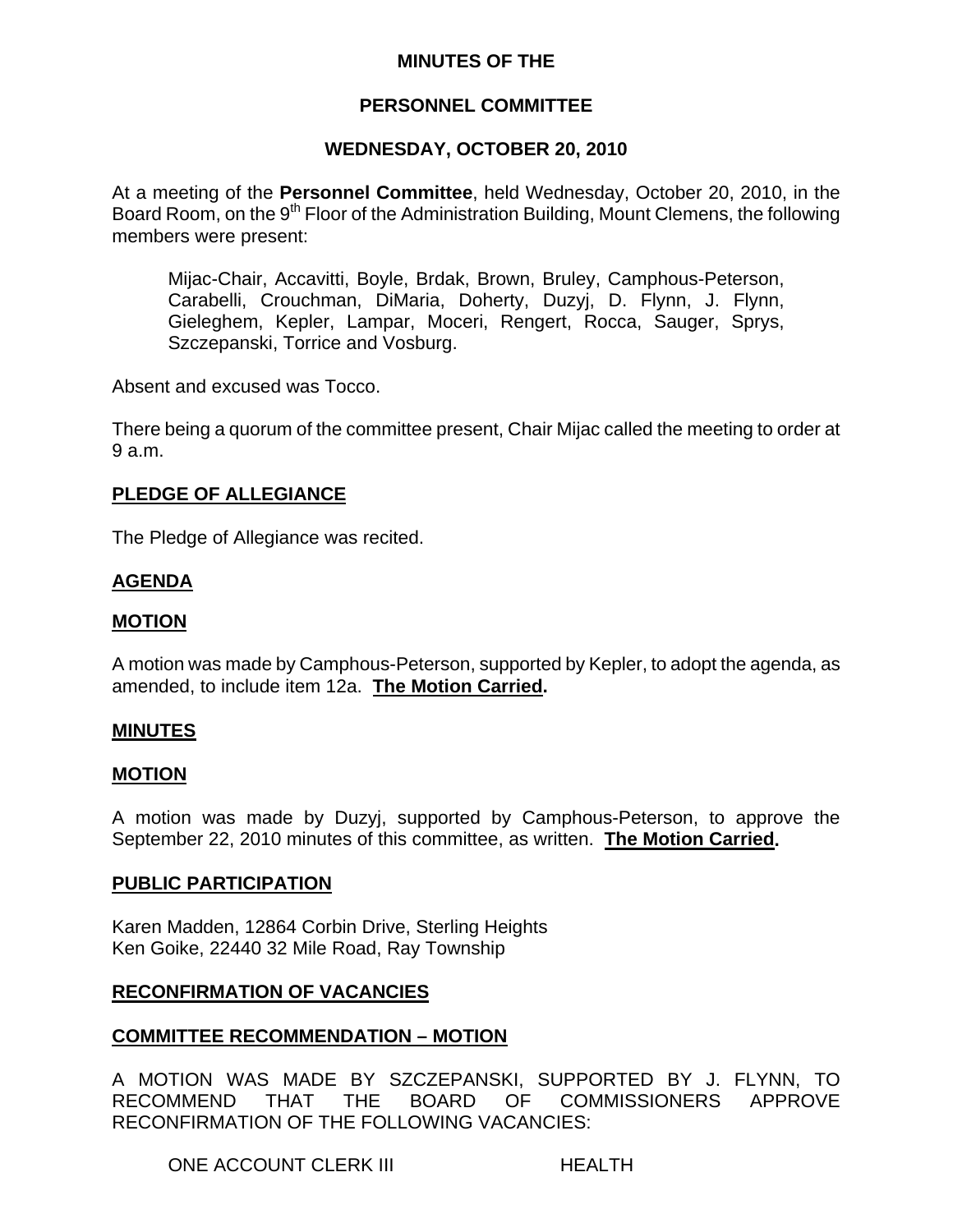# MINUTES OF THE

# PERSONNEL COMMITTEE

## WEDNESDAY, OCTOBER 20, 2010

At a meeting of the **Personnel Committee**, held Wednesday, October 20, 2010, in the Board Room, on the 9th Floor of the Administration Building, Mount Clemens, the following members were present:

> Mijac-Chair, Accavitti, Boyle, Brdak, Brown, Bruley, Camphous-Peterson, Carabelli, Crouchman, DiMaria, Doherty, Duzyj, D. Flynn, J. Flynn, Gieleghem, Kepler, Lampar, Moceri, Rengert, Rocca, Sauger, Sprys, Szczepanski, Torrice and Vosburg.

Absent and excused was Tocco.

There being a quorum of the committee present, Chair Mijac called the meeting to order at 9 a.m.

**PLEDGE OF ALLEGIANCE**

The Pledge of Allegiance was recited.

**AGENDA**

**MOTION**

A motion was made by Camphous-Peterson, supported by Kepler, to adopt the agenda, as amended, to include item 12a. **The Motion Carried.**

**MINUTES**

**MOTION**

A motion was made by Duzyj, supported by Camphous-Peterson, to approve the September 22, 2010 minutes of this committee, as written. **The Motion Carried.**

**PUBLIC PARTICIPATION**

Karen Madden, 12864 Corbin Drive, Sterling Heights
Ken Goike, 22440 32 Mile Road, Ray Township

**RECONFIRMATION OF VACANCIES**

**COMMITTEE RECOMMENDATION – MOTION**

A MOTION WAS MADE BY SZCZEPANSKI, SUPPORTED BY J. FLYNN, TO RECOMMEND THAT THE BOARD OF COMMISSIONERS APPROVE RECONFIRMATION OF THE FOLLOWING VACANCIES:

| | |
|---|---|
| ONE ACCOUNT CLERK III | HEALTH |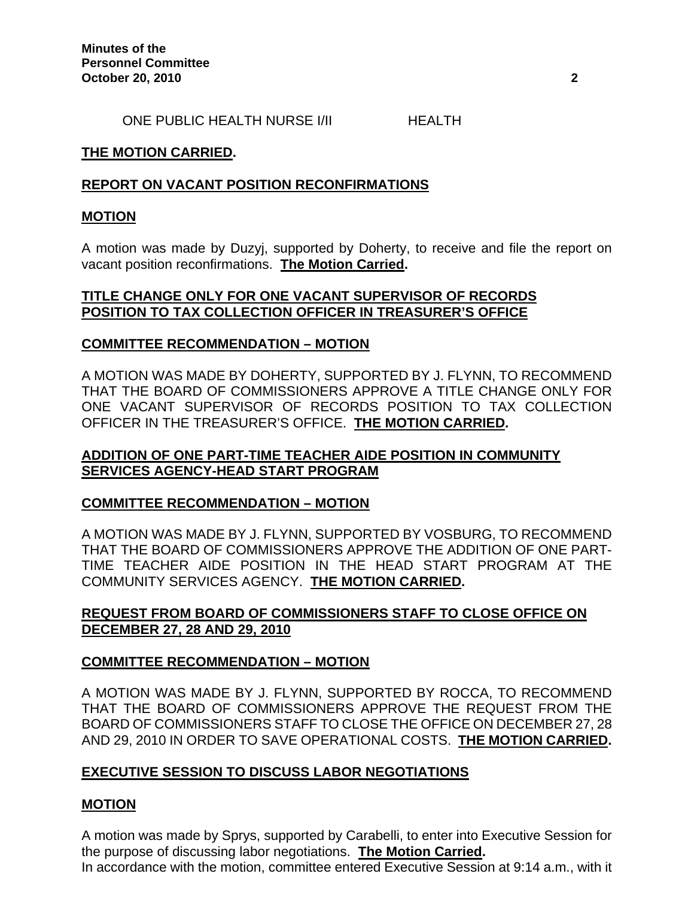ONE PUBLIC HEALTH NURSE I/II HEALTH

**THE MOTION CARRIED.**

**REPORT ON VACANT POSITION RECONFIRMATIONS**

**MOTION**

A motion was made by Duzyj, supported by Doherty, to receive and file the report on vacant position reconfirmations. **The Motion Carried.**

**TITLE CHANGE ONLY FOR ONE VACANT SUPERVISOR OF RECORDS POSITION TO TAX COLLECTION OFFICER IN TREASURER'S OFFICE**

**COMMITTEE RECOMMENDATION – MOTION**

A MOTION WAS MADE BY DOHERTY, SUPPORTED BY J. FLYNN, TO RECOMMEND THAT THE BOARD OF COMMISSIONERS APPROVE A TITLE CHANGE ONLY FOR ONE VACANT SUPERVISOR OF RECORDS POSITION TO TAX COLLECTION OFFICER IN THE TREASURER'S OFFICE. **THE MOTION CARRIED.**

**ADDITION OF ONE PART-TIME TEACHER AIDE POSITION IN COMMUNITY SERVICES AGENCY-HEAD START PROGRAM**

**COMMITTEE RECOMMENDATION – MOTION**

A MOTION WAS MADE BY J. FLYNN, SUPPORTED BY VOSBURG, TO RECOMMEND THAT THE BOARD OF COMMISSIONERS APPROVE THE ADDITION OF ONE PART-TIME TEACHER AIDE POSITION IN THE HEAD START PROGRAM AT THE COMMUNITY SERVICES AGENCY. **THE MOTION CARRIED.**

**REQUEST FROM BOARD OF COMMISSIONERS STAFF TO CLOSE OFFICE ON DECEMBER 27, 28 AND 29, 2010**

**COMMITTEE RECOMMENDATION – MOTION**

A MOTION WAS MADE BY J. FLYNN, SUPPORTED BY ROCCA, TO RECOMMEND THAT THE BOARD OF COMMISSIONERS APPROVE THE REQUEST FROM THE BOARD OF COMMISSIONERS STAFF TO CLOSE THE OFFICE ON DECEMBER 27, 28 AND 29, 2010 IN ORDER TO SAVE OPERATIONAL COSTS. **THE MOTION CARRIED.**

**EXECUTIVE SESSION TO DISCUSS LABOR NEGOTIATIONS**

**MOTION**

A motion was made by Sprys, supported by Carabelli, to enter into Executive Session for the purpose of discussing labor negotiations. **The Motion Carried.**

In accordance with the motion, committee entered Executive Session at 9:14 a.m., with it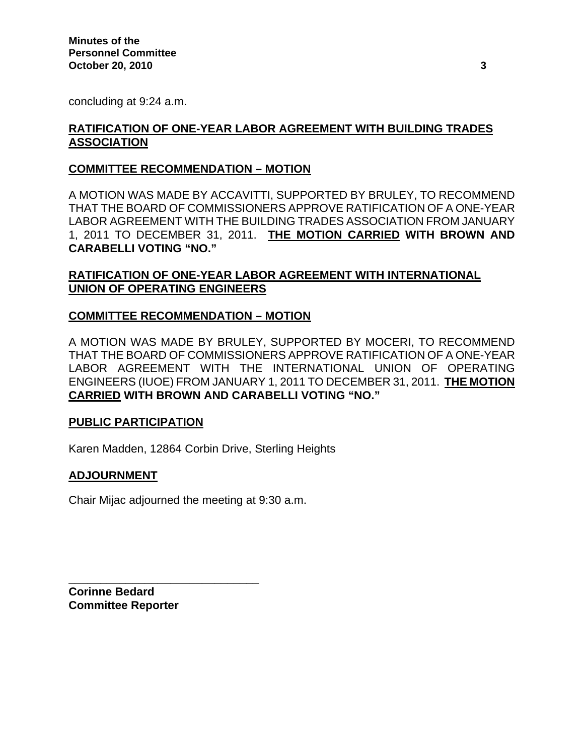concluding at 9:24 a.m.

**RATIFICATION OF ONE-YEAR LABOR AGREEMENT WITH BUILDING TRADES ASSOCIATION**

**COMMITTEE RECOMMENDATION – MOTION**

A MOTION WAS MADE BY ACCAVITTI, SUPPORTED BY BRULEY, TO RECOMMEND THAT THE BOARD OF COMMISSIONERS APPROVE RATIFICATION OF A ONE-YEAR LABOR AGREEMENT WITH THE BUILDING TRADES ASSOCIATION FROM JANUARY 1, 2011 TO DECEMBER 31, 2011. **THE MOTION CARRIED WITH BROWN AND CARABELLI VOTING "NO."**

**RATIFICATION OF ONE-YEAR LABOR AGREEMENT WITH INTERNATIONAL UNION OF OPERATING ENGINEERS**

**COMMITTEE RECOMMENDATION – MOTION**

A MOTION WAS MADE BY BRULEY, SUPPORTED BY MOCERI, TO RECOMMEND THAT THE BOARD OF COMMISSIONERS APPROVE RATIFICATION OF A ONE-YEAR LABOR AGREEMENT WITH THE INTERNATIONAL UNION OF OPERATING ENGINEERS (IUOE) FROM JANUARY 1, 2011 TO DECEMBER 31, 2011. **THE MOTION CARRIED WITH BROWN AND CARABELLI VOTING "NO."**

**PUBLIC PARTICIPATION**

Karen Madden, 12864 Corbin Drive, Sterling Heights

**ADJOURNMENT**

Chair Mijac adjourned the meeting at 9:30 a.m.

_______________________________

**Corinne Bedard**
**Committee Reporter**